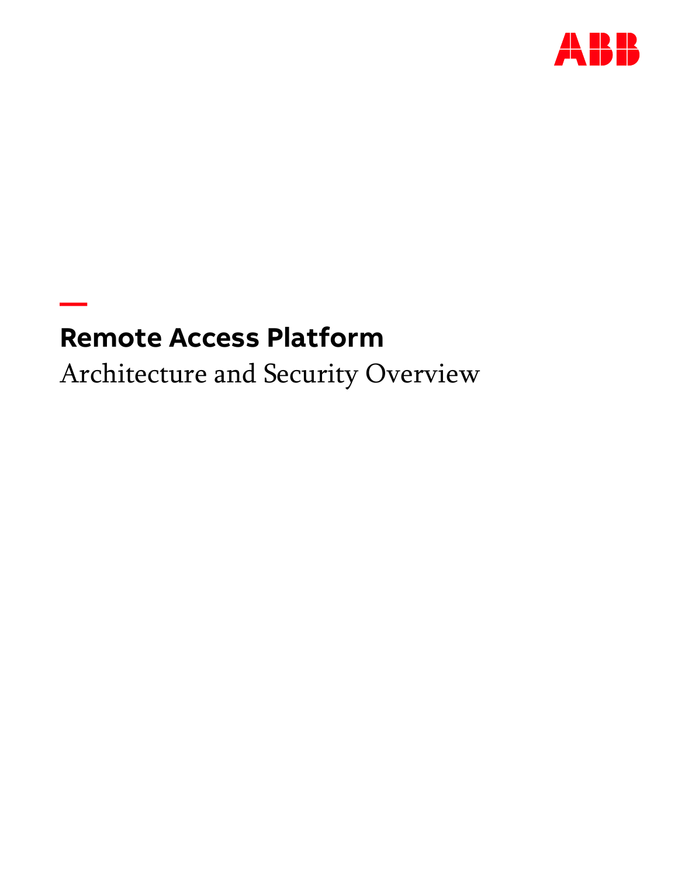# Remote Access Platform

## Architecture and Security Overview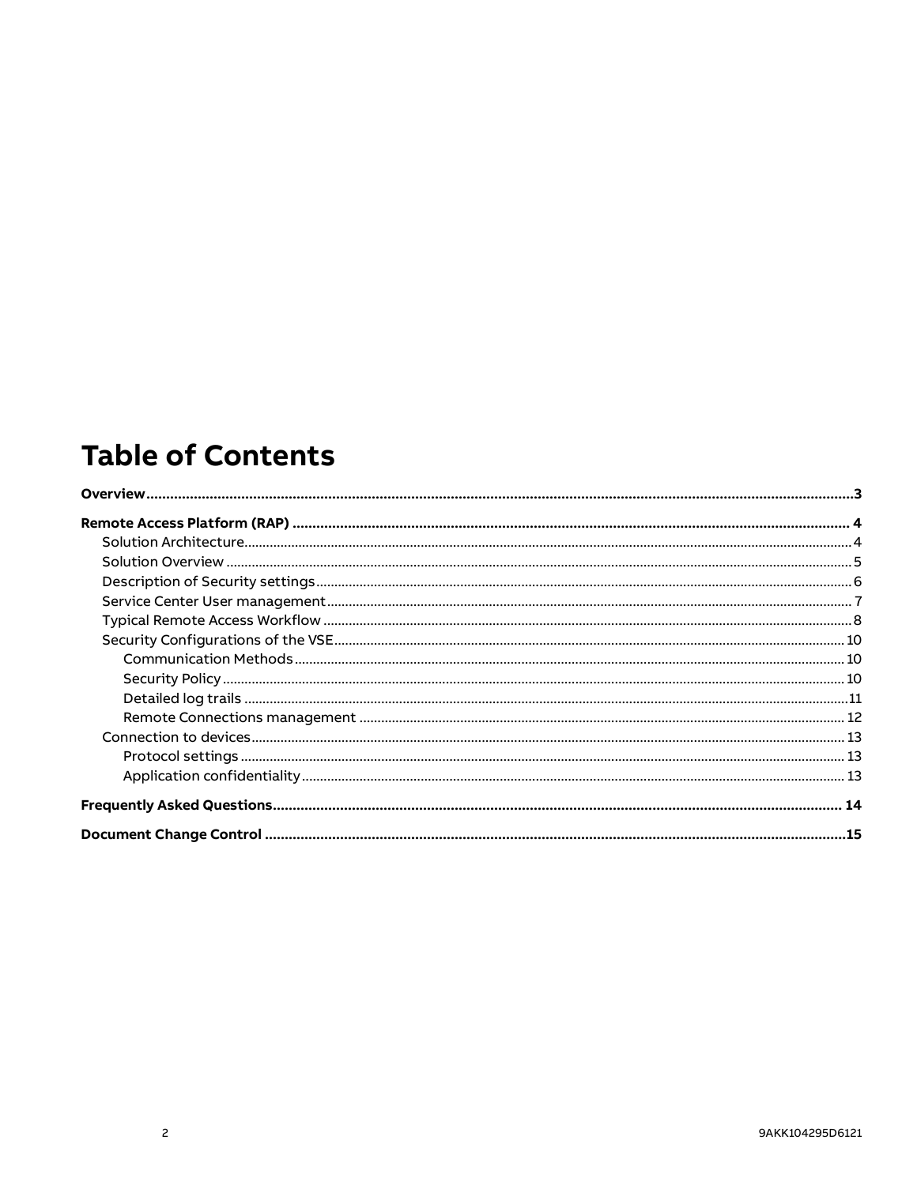# Table of Contents

**Overview** .......... **3**

**Remote Access Platform (RAP)** .......... **4**

- Solution Architecture .......... 4
- Solution Overview .......... 5
- Description of Security settings .......... 6
- Service Center User management .......... 7
- Typical Remote Access Workflow .......... 8
- Security Configurations of the VSE .......... 10
  - Communication Methods .......... 10
  - Security Policy .......... 10
  - Detailed log trails .......... 11
  - Remote Connections management .......... 12
- Connection to devices .......... 13
  - Protocol settings .......... 13
  - Application confidentiality .......... 13

**Frequently Asked Questions** .......... **14**

**Document Change Control** .......... **15**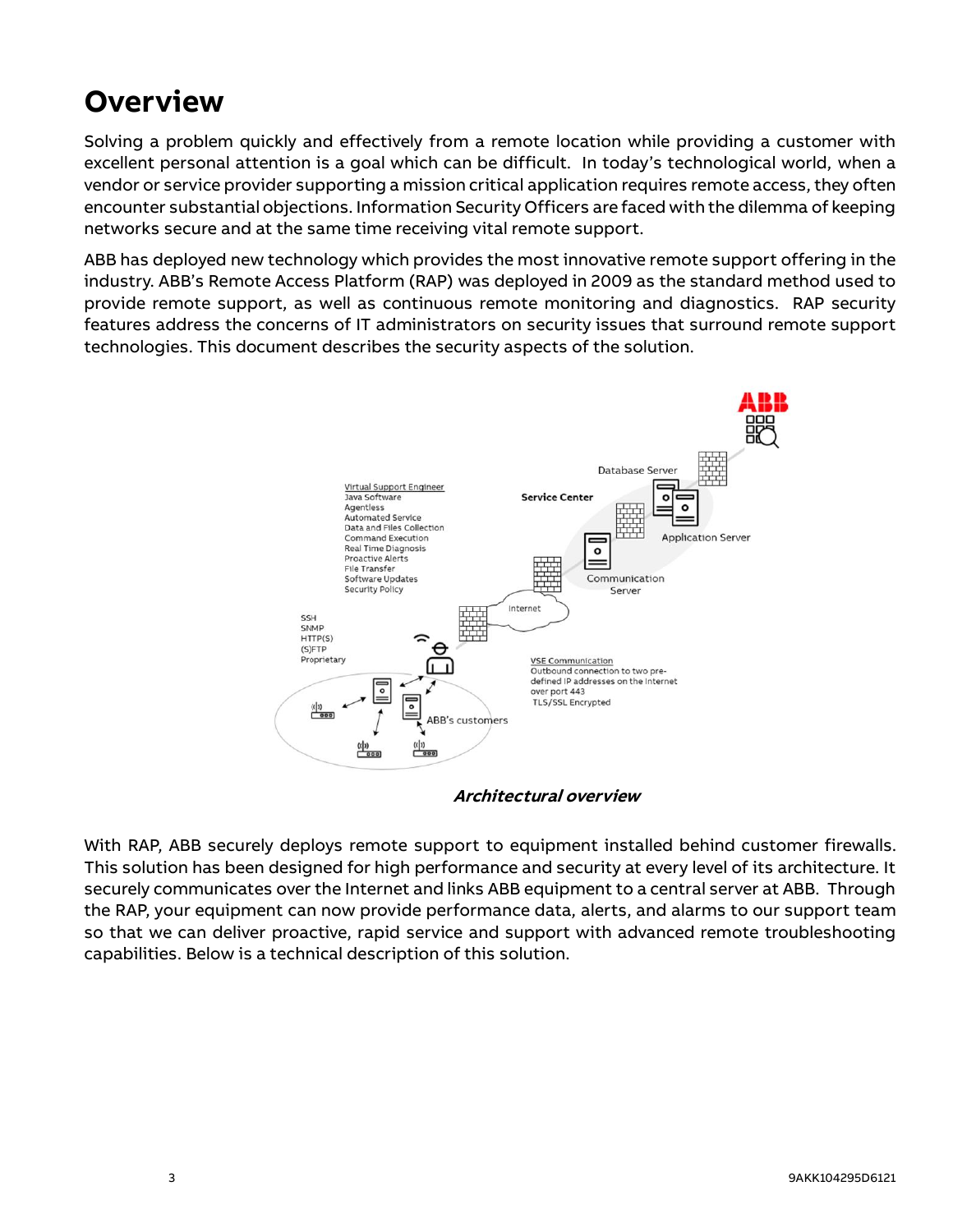# Overview

Solving a problem quickly and effectively from a remote location while providing a customer with excellent personal attention is a goal which can be difficult. In today's technological world, when a vendor or service provider supporting a mission critical application requires remote access, they often encounter substantial objections. Information Security Officers are faced with the dilemma of keeping networks secure and at the same time receiving vital remote support.

ABB has deployed new technology which provides the most innovative remote support offering in the industry. ABB's Remote Access Platform (RAP) was deployed in 2009 as the standard method used to provide remote support, as well as continuous remote monitoring and diagnostics. RAP security features address the concerns of IT administrators on security issues that surround remote support technologies. This document describes the security aspects of the solution.

***Architectural overview***

With RAP, ABB securely deploys remote support to equipment installed behind customer firewalls. This solution has been designed for high performance and security at every level of its architecture. It securely communicates over the Internet and links ABB equipment to a central server at ABB. Through the RAP, your equipment can now provide performance data, alerts, and alarms to our support team so that we can deliver proactive, rapid service and support with advanced remote troubleshooting capabilities. Below is a technical description of this solution.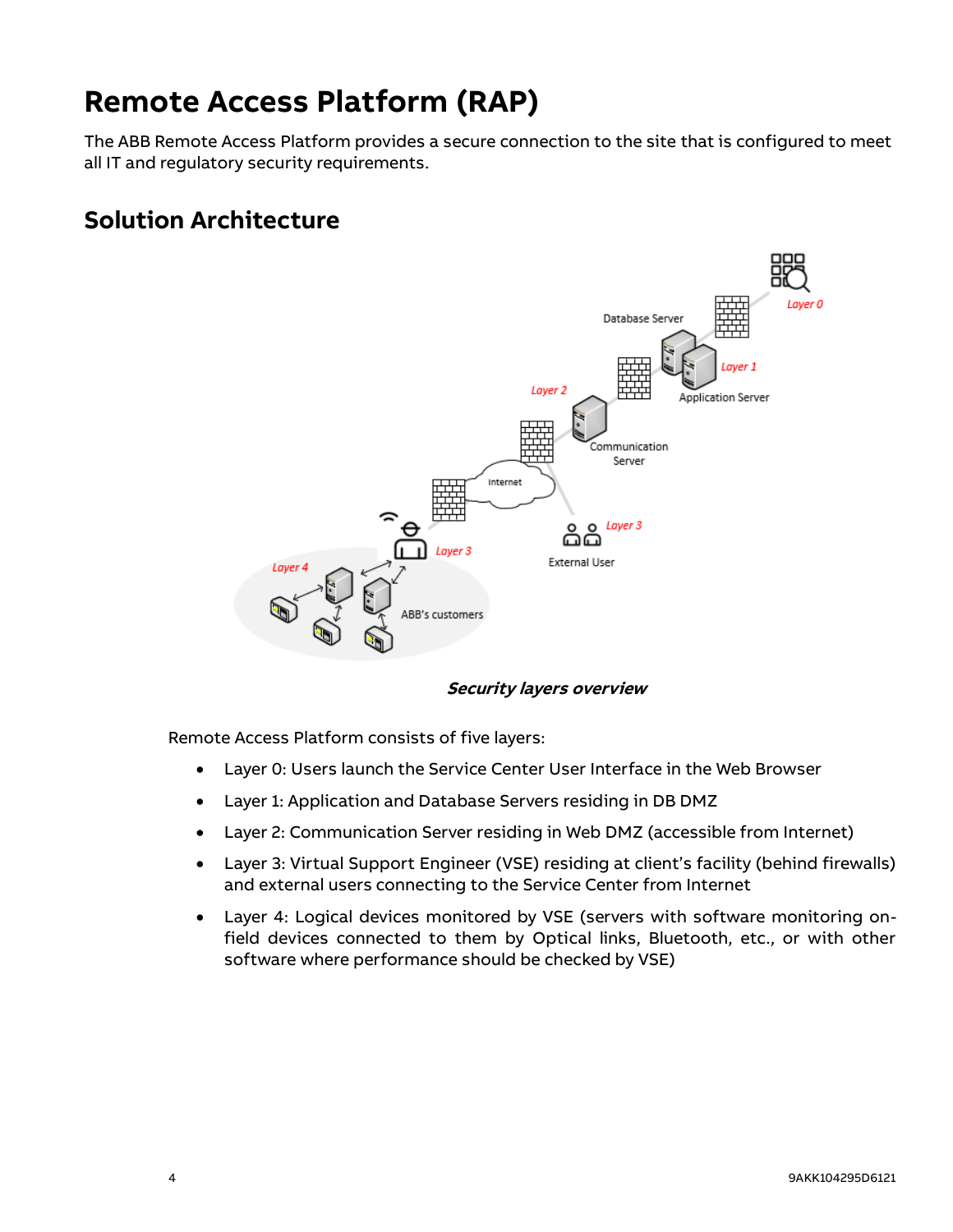# Remote Access Platform (RAP)

The ABB Remote Access Platform provides a secure connection to the site that is configured to meet all IT and regulatory security requirements.

## Solution Architecture

***Security layers overview***

Remote Access Platform consists of five layers:

- Layer 0: Users launch the Service Center User Interface in the Web Browser
- Layer 1: Application and Database Servers residing in DB DMZ
- Layer 2: Communication Server residing in Web DMZ (accessible from Internet)
- Layer 3: Virtual Support Engineer (VSE) residing at client's facility (behind firewalls) and external users connecting to the Service Center from Internet
- Layer 4: Logical devices monitored by VSE (servers with software monitoring on-field devices connected to them by Optical links, Bluetooth, etc., or with other software where performance should be checked by VSE)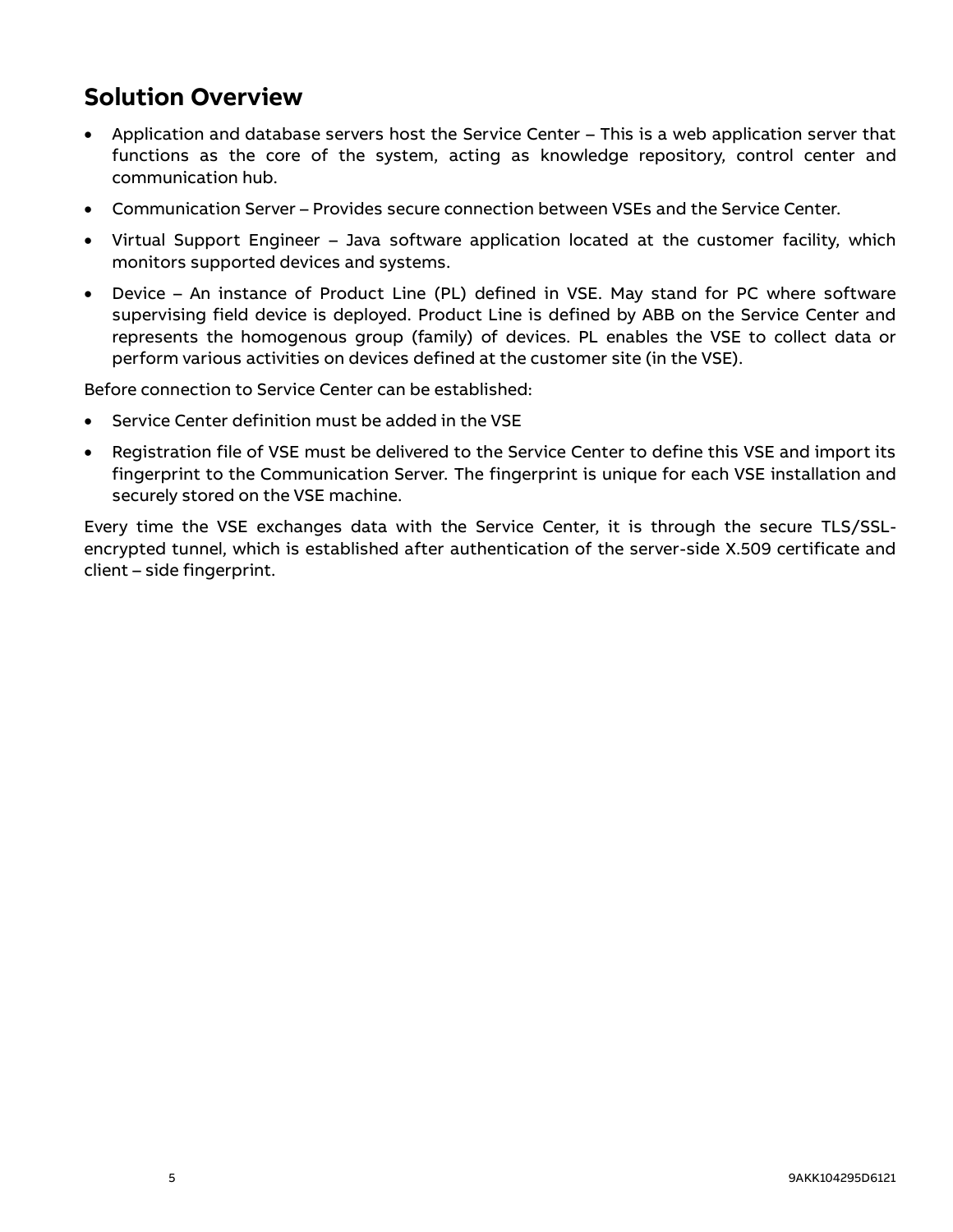## Solution Overview

- Application and database servers host the Service Center – This is a web application server that functions as the core of the system, acting as knowledge repository, control center and communication hub.
- Communication Server – Provides secure connection between VSEs and the Service Center.
- Virtual Support Engineer – Java software application located at the customer facility, which monitors supported devices and systems.
- Device – An instance of Product Line (PL) defined in VSE. May stand for PC where software supervising field device is deployed. Product Line is defined by ABB on the Service Center and represents the homogenous group (family) of devices. PL enables the VSE to collect data or perform various activities on devices defined at the customer site (in the VSE).

Before connection to Service Center can be established:

- Service Center definition must be added in the VSE
- Registration file of VSE must be delivered to the Service Center to define this VSE and import its fingerprint to the Communication Server. The fingerprint is unique for each VSE installation and securely stored on the VSE machine.

Every time the VSE exchanges data with the Service Center, it is through the secure TLS/SSL-encrypted tunnel, which is established after authentication of the server-side X.509 certificate and client – side fingerprint.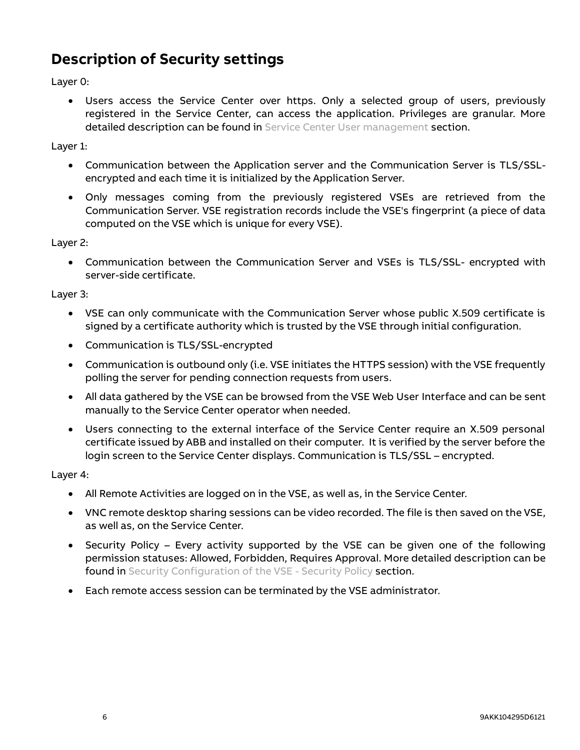## Description of Security settings

Layer 0:

- Users access the Service Center over https. Only a selected group of users, previously registered in the Service Center, can access the application. Privileges are granular. More detailed description can be found in Service Center User management section.

Layer 1:

- Communication between the Application server and the Communication Server is TLS/SSL-encrypted and each time it is initialized by the Application Server.
- Only messages coming from the previously registered VSEs are retrieved from the Communication Server. VSE registration records include the VSE's fingerprint (a piece of data computed on the VSE which is unique for every VSE).

Layer 2:

- Communication between the Communication Server and VSEs is TLS/SSL- encrypted with server-side certificate.

Layer 3:

- VSE can only communicate with the Communication Server whose public X.509 certificate is signed by a certificate authority which is trusted by the VSE through initial configuration.
- Communication is TLS/SSL-encrypted
- Communication is outbound only (i.e. VSE initiates the HTTPS session) with the VSE frequently polling the server for pending connection requests from users.
- All data gathered by the VSE can be browsed from the VSE Web User Interface and can be sent manually to the Service Center operator when needed.
- Users connecting to the external interface of the Service Center require an X.509 personal certificate issued by ABB and installed on their computer. It is verified by the server before the login screen to the Service Center displays. Communication is TLS/SSL – encrypted.

Layer 4:

- All Remote Activities are logged on in the VSE, as well as, in the Service Center.
- VNC remote desktop sharing sessions can be video recorded. The file is then saved on the VSE, as well as, on the Service Center.
- Security Policy – Every activity supported by the VSE can be given one of the following permission statuses: Allowed, Forbidden, Requires Approval. More detailed description can be found in Security Configuration of the VSE - Security Policy section.
- Each remote access session can be terminated by the VSE administrator.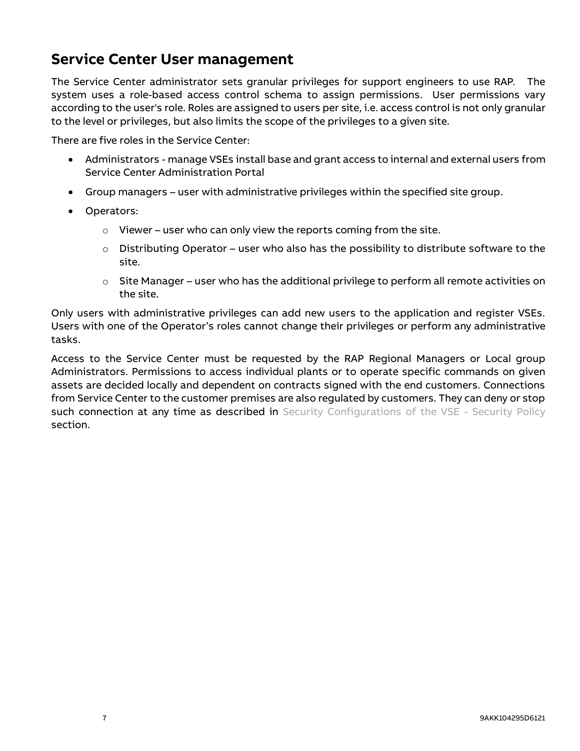## Service Center User management

The Service Center administrator sets granular privileges for support engineers to use RAP. The system uses a role-based access control schema to assign permissions. User permissions vary according to the user's role. Roles are assigned to users per site, i.e. access control is not only granular to the level or privileges, but also limits the scope of the privileges to a given site.

There are five roles in the Service Center:

- Administrators - manage VSEs install base and grant access to internal and external users from Service Center Administration Portal
- Group managers – user with administrative privileges within the specified site group.
- Operators:
  - Viewer – user who can only view the reports coming from the site.
  - Distributing Operator – user who also has the possibility to distribute software to the site.
  - Site Manager – user who has the additional privilege to perform all remote activities on the site.

Only users with administrative privileges can add new users to the application and register VSEs. Users with one of the Operator's roles cannot change their privileges or perform any administrative tasks.

Access to the Service Center must be requested by the RAP Regional Managers or Local group Administrators. Permissions to access individual plants or to operate specific commands on given assets are decided locally and dependent on contracts signed with the end customers. Connections from Service Center to the customer premises are also regulated by customers. They can deny or stop such connection at any time as described in Security Configurations of the VSE - Security Policy section.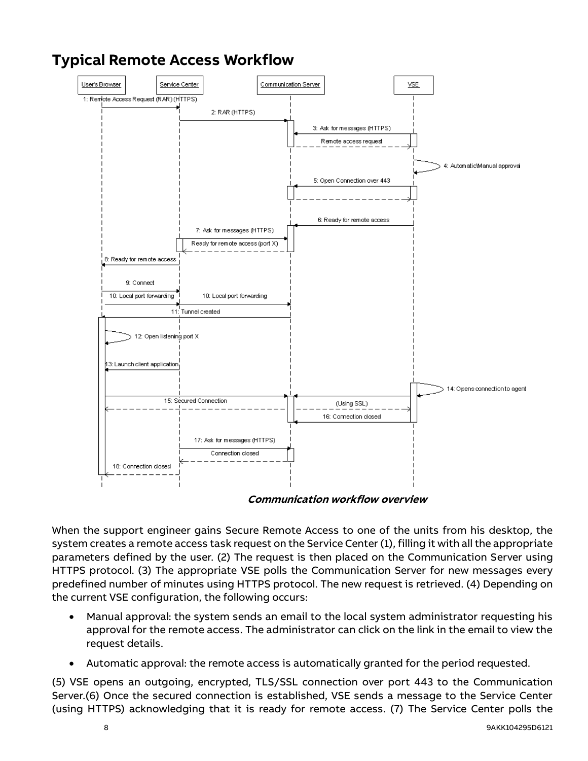# Typical Remote Access Workflow

*Communication workflow overview*

When the support engineer gains Secure Remote Access to one of the units from his desktop, the system creates a remote access task request on the Service Center (1), filling it with all the appropriate parameters defined by the user. (2) The request is then placed on the Communication Server using HTTPS protocol. (3) The appropriate VSE polls the Communication Server for new messages every predefined number of minutes using HTTPS protocol. The new request is retrieved. (4) Depending on the current VSE configuration, the following occurs:

- Manual approval: the system sends an email to the local system administrator requesting his approval for the remote access. The administrator can click on the link in the email to view the request details.
- Automatic approval: the remote access is automatically granted for the period requested.

(5) VSE opens an outgoing, encrypted, TLS/SSL connection over port 443 to the Communication Server.(6) Once the secured connection is established, VSE sends a message to the Service Center (using HTTPS) acknowledging that it is ready for remote access. (7) The Service Center polls the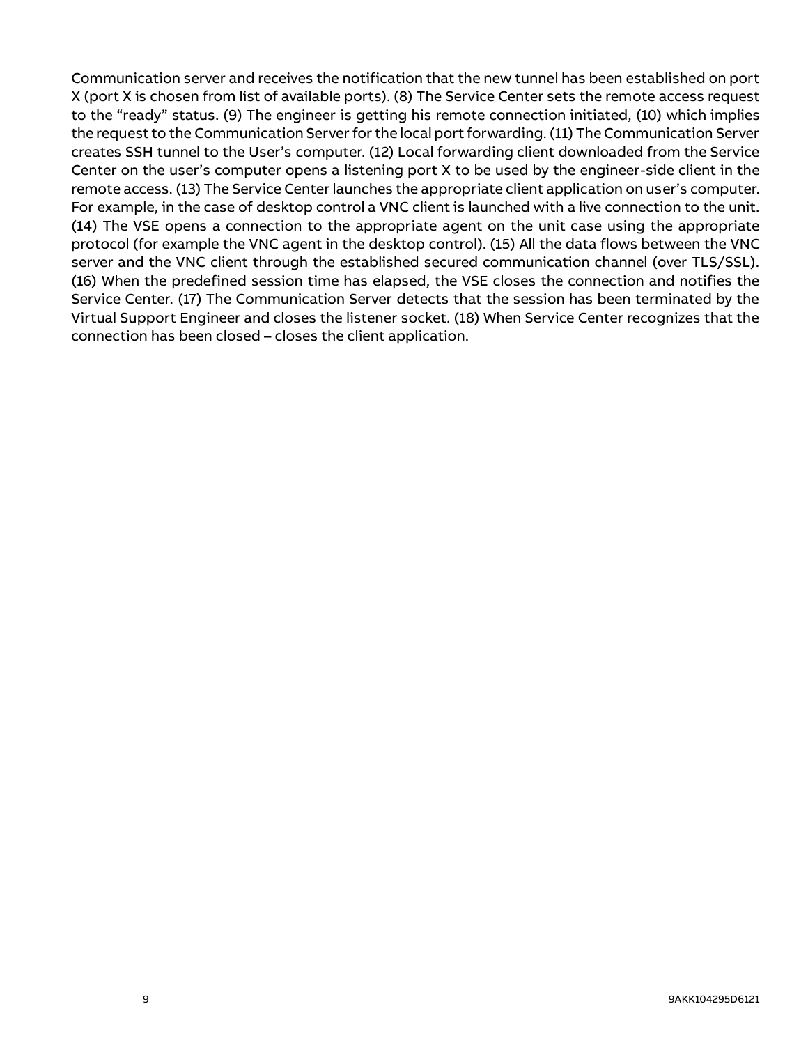Communication server and receives the notification that the new tunnel has been established on port X (port X is chosen from list of available ports). (8) The Service Center sets the remote access request to the “ready” status. (9) The engineer is getting his remote connection initiated, (10) which implies the request to the Communication Server for the local port forwarding. (11) The Communication Server creates SSH tunnel to the User’s computer. (12) Local forwarding client downloaded from the Service Center on the user’s computer opens a listening port X to be used by the engineer-side client in the remote access. (13) The Service Center launches the appropriate client application on user’s computer. For example, in the case of desktop control a VNC client is launched with a live connection to the unit. (14) The VSE opens a connection to the appropriate agent on the unit case using the appropriate protocol (for example the VNC agent in the desktop control). (15) All the data flows between the VNC server and the VNC client through the established secured communication channel (over TLS/SSL). (16) When the predefined session time has elapsed, the VSE closes the connection and notifies the Service Center. (17) The Communication Server detects that the session has been terminated by the Virtual Support Engineer and closes the listener socket. (18) When Service Center recognizes that the connection has been closed – closes the client application.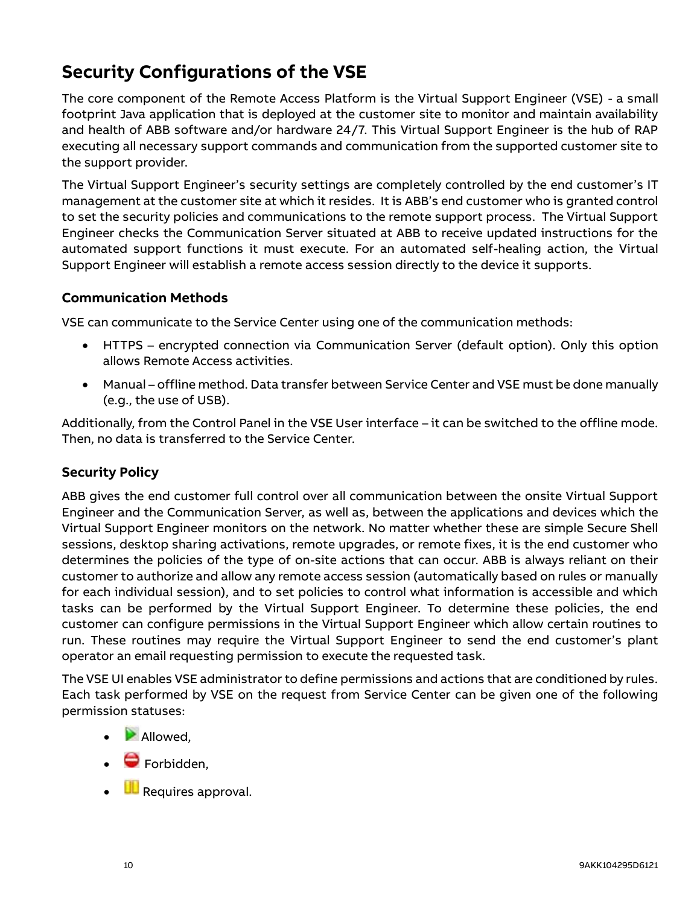## Security Configurations of the VSE

The core component of the Remote Access Platform is the Virtual Support Engineer (VSE) - a small footprint Java application that is deployed at the customer site to monitor and maintain availability and health of ABB software and/or hardware 24/7. This Virtual Support Engineer is the hub of RAP executing all necessary support commands and communication from the supported customer site to the support provider.

The Virtual Support Engineer's security settings are completely controlled by the end customer's IT management at the customer site at which it resides. It is ABB's end customer who is granted control to set the security policies and communications to the remote support process. The Virtual Support Engineer checks the Communication Server situated at ABB to receive updated instructions for the automated support functions it must execute. For an automated self-healing action, the Virtual Support Engineer will establish a remote access session directly to the device it supports.

### Communication Methods

VSE can communicate to the Service Center using one of the communication methods:

- HTTPS – encrypted connection via Communication Server (default option). Only this option allows Remote Access activities.
- Manual – offline method. Data transfer between Service Center and VSE must be done manually (e.g., the use of USB).

Additionally, from the Control Panel in the VSE User interface – it can be switched to the offline mode. Then, no data is transferred to the Service Center.

### Security Policy

ABB gives the end customer full control over all communication between the onsite Virtual Support Engineer and the Communication Server, as well as, between the applications and devices which the Virtual Support Engineer monitors on the network. No matter whether these are simple Secure Shell sessions, desktop sharing activations, remote upgrades, or remote fixes, it is the end customer who determines the policies of the type of on-site actions that can occur. ABB is always reliant on their customer to authorize and allow any remote access session (automatically based on rules or manually for each individual session), and to set policies to control what information is accessible and which tasks can be performed by the Virtual Support Engineer. To determine these policies, the end customer can configure permissions in the Virtual Support Engineer which allow certain routines to run. These routines may require the Virtual Support Engineer to send the end customer's plant operator an email requesting permission to execute the requested task.

The VSE UI enables VSE administrator to define permissions and actions that are conditioned by rules. Each task performed by VSE on the request from Service Center can be given one of the following permission statuses:

- Allowed,
- Forbidden,
- Requires approval.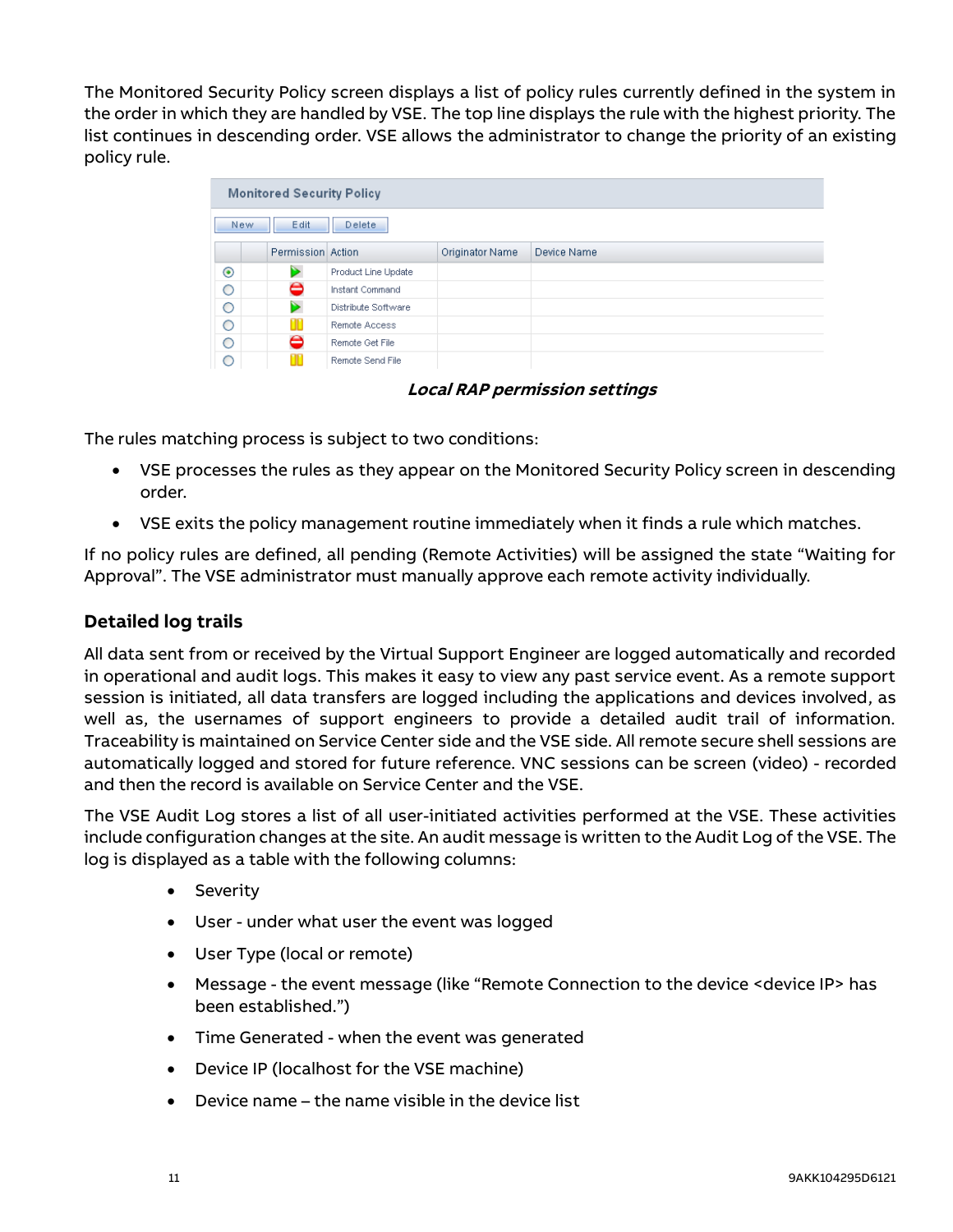The Monitored Security Policy screen displays a list of policy rules currently defined in the system in the order in which they are handled by VSE. The top line displays the rule with the highest priority. The list continues in descending order. VSE allows the administrator to change the priority of an existing policy rule.

**Monitored Security Policy**

New | Edit | Delete

| | Permission | Action | Originator Name | Device Name |
|---|---|---|---|---|
| ◉ | ▶ | Product Line Update | | |
| ○ | ⛔ | Instant Command | | |
| ○ | ▶ | Distribute Software | | |
| ○ | ⏸ | Remote Access | | |
| ○ | ⛔ | Remote Get File | | |
| ○ | ⏸ | Remote Send File | | |

***Local RAP permission settings***

The rules matching process is subject to two conditions:

- VSE processes the rules as they appear on the Monitored Security Policy screen in descending order.
- VSE exits the policy management routine immediately when it finds a rule which matches.

If no policy rules are defined, all pending (Remote Activities) will be assigned the state "Waiting for Approval". The VSE administrator must manually approve each remote activity individually.

## Detailed log trails

All data sent from or received by the Virtual Support Engineer are logged automatically and recorded in operational and audit logs. This makes it easy to view any past service event. As a remote support session is initiated, all data transfers are logged including the applications and devices involved, as well as, the usernames of support engineers to provide a detailed audit trail of information. Traceability is maintained on Service Center side and the VSE side. All remote secure shell sessions are automatically logged and stored for future reference. VNC sessions can be screen (video) - recorded and then the record is available on Service Center and the VSE.

The VSE Audit Log stores a list of all user-initiated activities performed at the VSE. These activities include configuration changes at the site. An audit message is written to the Audit Log of the VSE. The log is displayed as a table with the following columns:

- Severity
- User - under what user the event was logged
- User Type (local or remote)
- Message - the event message (like "Remote Connection to the device <device IP> has been established.")
- Time Generated - when the event was generated
- Device IP (localhost for the VSE machine)
- Device name – the name visible in the device list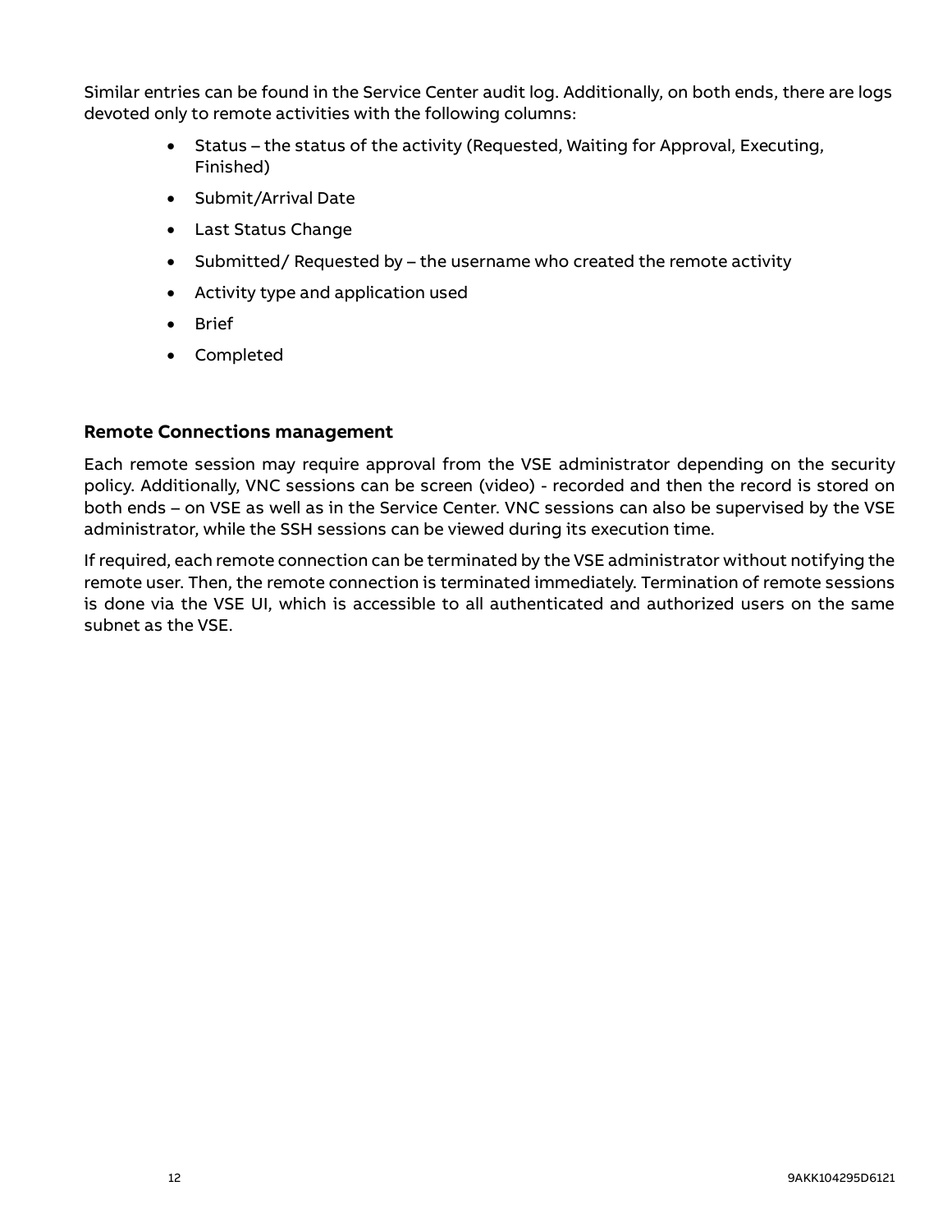Similar entries can be found in the Service Center audit log. Additionally, on both ends, there are logs devoted only to remote activities with the following columns:

- Status – the status of the activity (Requested, Waiting for Approval, Executing, Finished)
- Submit/Arrival Date
- Last Status Change
- Submitted/ Requested by – the username who created the remote activity
- Activity type and application used
- Brief
- Completed

### Remote Connections management

Each remote session may require approval from the VSE administrator depending on the security policy. Additionally, VNC sessions can be screen (video) - recorded and then the record is stored on both ends – on VSE as well as in the Service Center. VNC sessions can also be supervised by the VSE administrator, while the SSH sessions can be viewed during its execution time.

If required, each remote connection can be terminated by the VSE administrator without notifying the remote user. Then, the remote connection is terminated immediately. Termination of remote sessions is done via the VSE UI, which is accessible to all authenticated and authorized users on the same subnet as the VSE.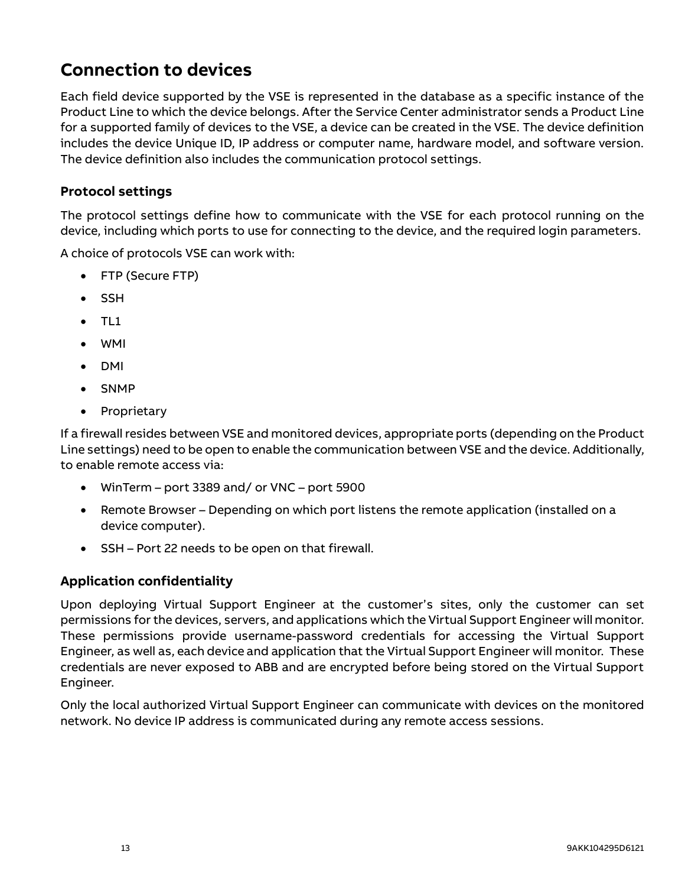# Connection to devices

Each field device supported by the VSE is represented in the database as a specific instance of the Product Line to which the device belongs. After the Service Center administrator sends a Product Line for a supported family of devices to the VSE, a device can be created in the VSE. The device definition includes the device Unique ID, IP address or computer name, hardware model, and software version. The device definition also includes the communication protocol settings.

## Protocol settings

The protocol settings define how to communicate with the VSE for each protocol running on the device, including which ports to use for connecting to the device, and the required login parameters.

A choice of protocols VSE can work with:

- FTP (Secure FTP)
- SSH
- TL1
- WMI
- DMI
- SNMP
- Proprietary

If a firewall resides between VSE and monitored devices, appropriate ports (depending on the Product Line settings) need to be open to enable the communication between VSE and the device. Additionally, to enable remote access via:

- WinTerm – port 3389 and/ or VNC – port 5900
- Remote Browser – Depending on which port listens the remote application (installed on a device computer).
- SSH – Port 22 needs to be open on that firewall.

## Application confidentiality

Upon deploying Virtual Support Engineer at the customer's sites, only the customer can set permissions for the devices, servers, and applications which the Virtual Support Engineer will monitor. These permissions provide username-password credentials for accessing the Virtual Support Engineer, as well as, each device and application that the Virtual Support Engineer will monitor. These credentials are never exposed to ABB and are encrypted before being stored on the Virtual Support Engineer.

Only the local authorized Virtual Support Engineer can communicate with devices on the monitored network. No device IP address is communicated during any remote access sessions.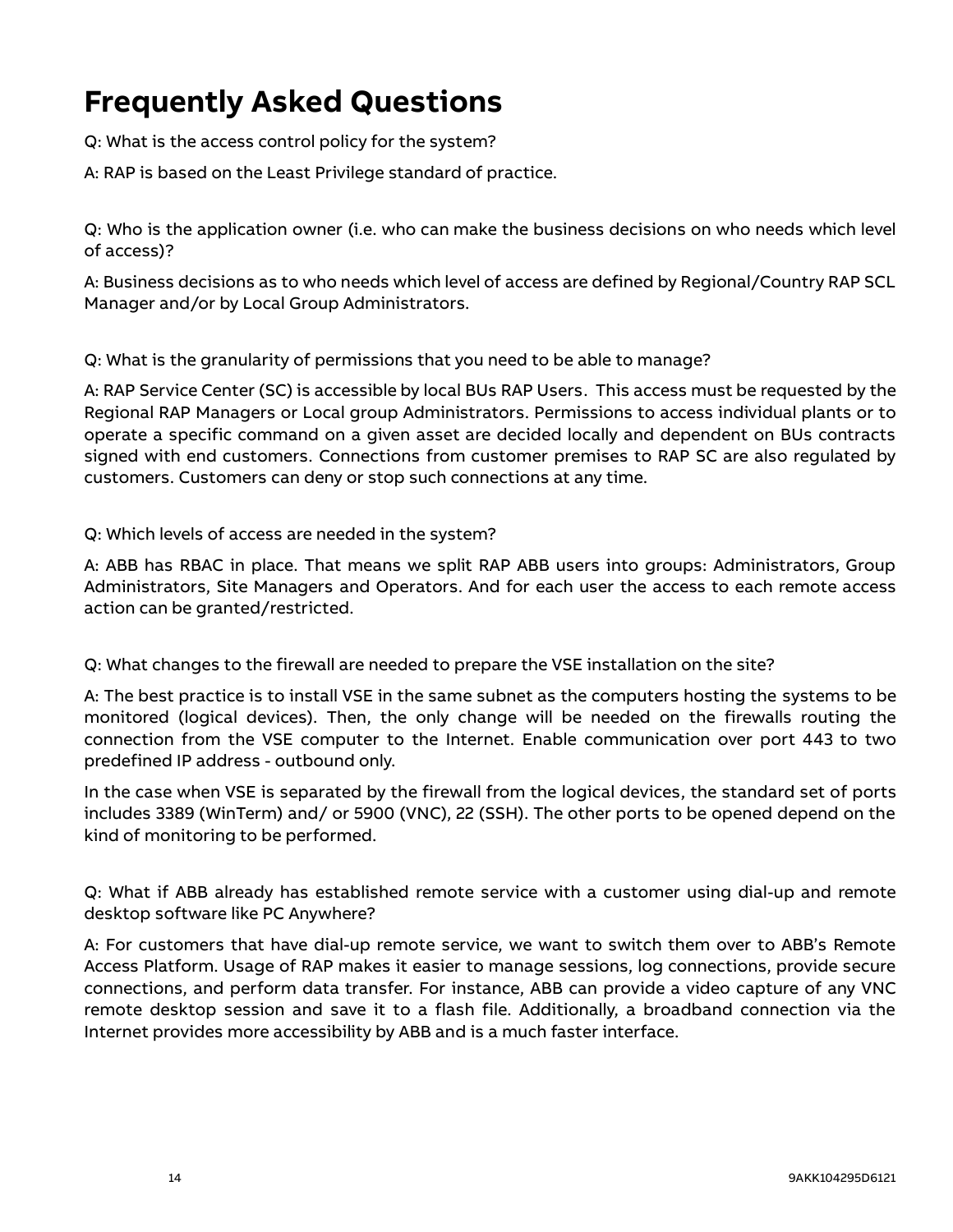# Frequently Asked Questions

Q: What is the access control policy for the system?

A: RAP is based on the Least Privilege standard of practice.

Q: Who is the application owner (i.e. who can make the business decisions on who needs which level of access)?

A: Business decisions as to who needs which level of access are defined by Regional/Country RAP SCL Manager and/or by Local Group Administrators.

Q: What is the granularity of permissions that you need to be able to manage?

A: RAP Service Center (SC) is accessible by local BUs RAP Users. This access must be requested by the Regional RAP Managers or Local group Administrators. Permissions to access individual plants or to operate a specific command on a given asset are decided locally and dependent on BUs contracts signed with end customers. Connections from customer premises to RAP SC are also regulated by customers. Customers can deny or stop such connections at any time.

Q: Which levels of access are needed in the system?

A: ABB has RBAC in place. That means we split RAP ABB users into groups: Administrators, Group Administrators, Site Managers and Operators. And for each user the access to each remote access action can be granted/restricted.

Q: What changes to the firewall are needed to prepare the VSE installation on the site?

A: The best practice is to install VSE in the same subnet as the computers hosting the systems to be monitored (logical devices). Then, the only change will be needed on the firewalls routing the connection from the VSE computer to the Internet. Enable communication over port 443 to two predefined IP address - outbound only.

In the case when VSE is separated by the firewall from the logical devices, the standard set of ports includes 3389 (WinTerm) and/ or 5900 (VNC), 22 (SSH). The other ports to be opened depend on the kind of monitoring to be performed.

Q: What if ABB already has established remote service with a customer using dial-up and remote desktop software like PC Anywhere?

A: For customers that have dial-up remote service, we want to switch them over to ABB's Remote Access Platform. Usage of RAP makes it easier to manage sessions, log connections, provide secure connections, and perform data transfer. For instance, ABB can provide a video capture of any VNC remote desktop session and save it to a flash file. Additionally, a broadband connection via the Internet provides more accessibility by ABB and is a much faster interface.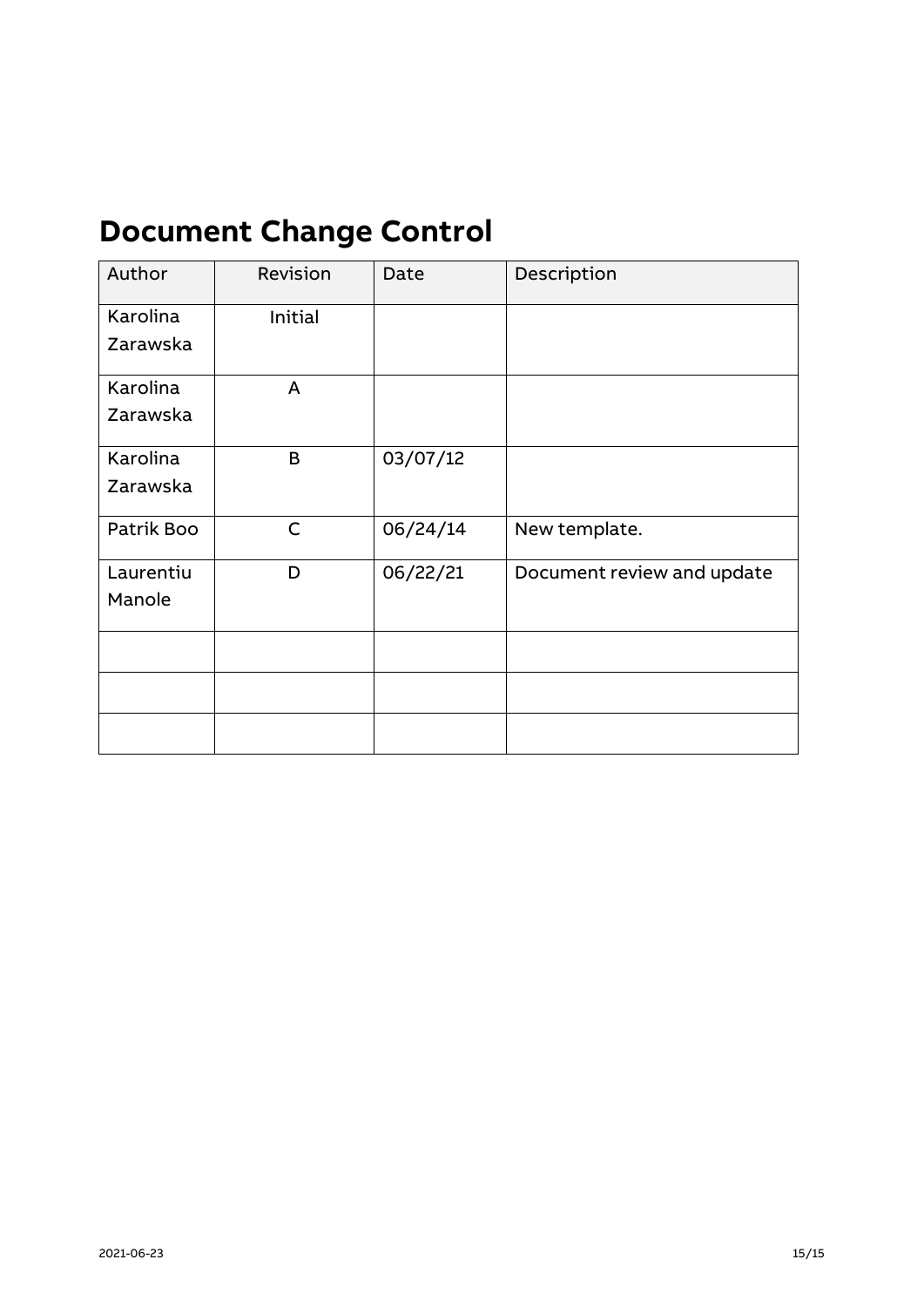# Document Change Control

| Author | Revision | Date | Description |
|---|---|---|---|
| Karolina Zarawska | Initial | | |
| Karolina Zarawska | A | | |
| Karolina Zarawska | B | 03/07/12 | |
| Patrik Boo | C | 06/24/14 | New template. |
| Laurentiu Manole | D | 06/22/21 | Document review and update |
| | | | |
| | | | |
| | | | |